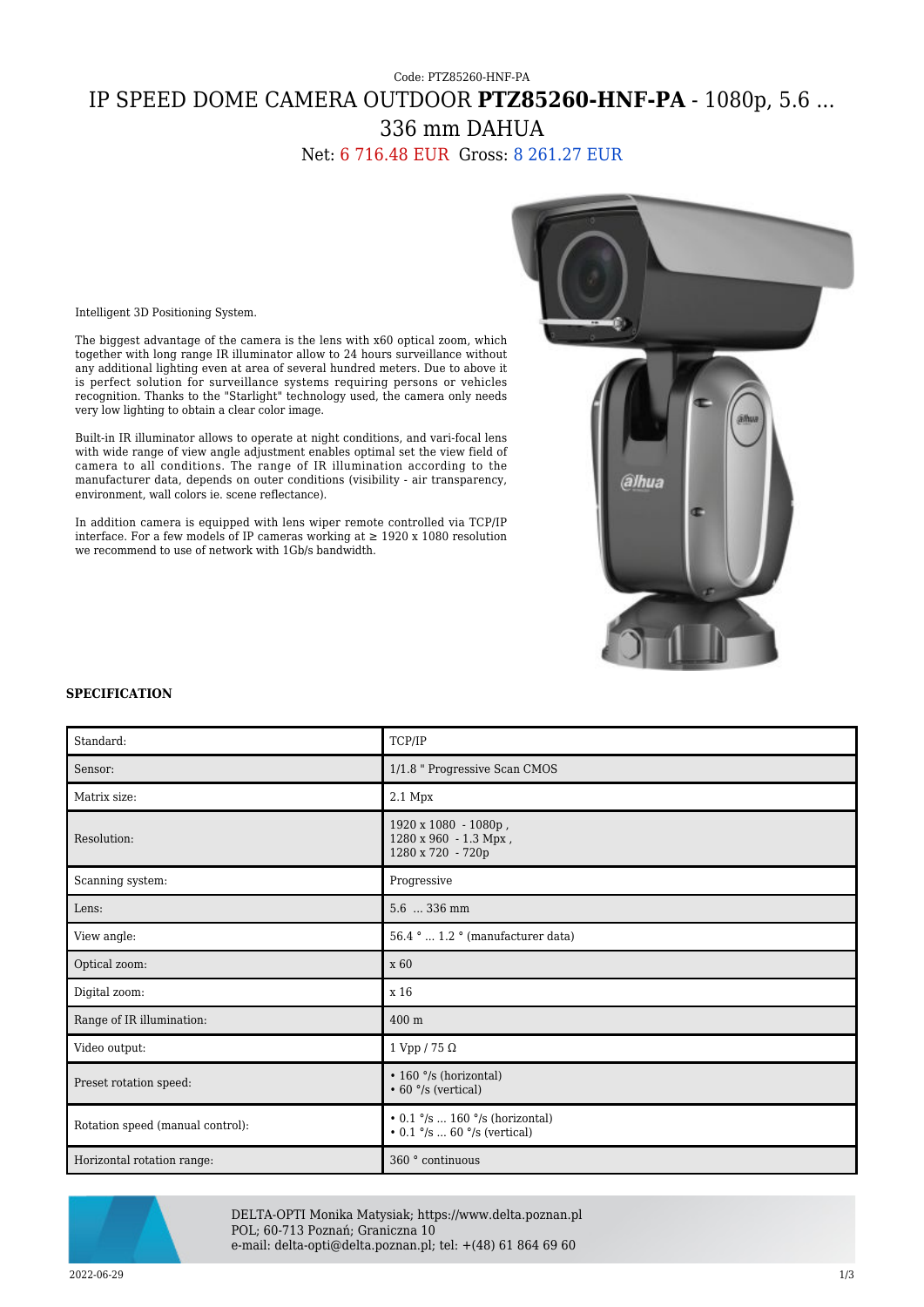Code: PTZ85260-HNF-PA

# IP SPEED DOME CAMERA OUTDOOR **PTZ85260-HNF-PA** - 1080p, 5.6 ... 336 mm DAHUA

Net: 6 716.48 EUR Gross: 8 261.27 EUR

Intelligent 3D Positioning System.

The biggest advantage of the camera is the lens with x60 optical zoom, which together with long range IR illuminator allow to 24 hours surveillance without any additional lighting even at area of several hundred meters. Due to above it is perfect solution for surveillance systems requiring persons or vehicles recognition. Thanks to the "Starlight" technology used, the camera only needs very low lighting to obtain a clear color image.

Built-in IR illuminator allows to operate at night conditions, and vari-focal lens with wide range of view angle adjustment enables optimal set the view field of camera to all conditions. The range of IR illumination according to the manufacturer data, depends on outer conditions (visibility - air transparency, environment, wall colors ie. scene reflectance).

In addition camera is equipped with lens wiper remote controlled via TCP/IP interface. For a few models of IP cameras working at ≥ 1920 x 1080 resolution we recommend to use of network with 1Gb/s bandwidth.

**SPECIFICATION**

| | |
|---|---|
| Standard: | TCP/IP |
| Sensor: | 1/1.8 " Progressive Scan CMOS |
| Matrix size: | 2.1 Mpx |
| Resolution: | 1920 x 1080 - 1080p ,<br>1280 x 960 - 1.3 Mpx ,<br>1280 x 720 - 720p |
| Scanning system: | Progressive |
| Lens: | 5.6 ... 336 mm |
| View angle: | 56.4 ° ... 1.2 ° (manufacturer data) |
| Optical zoom: | x 60 |
| Digital zoom: | x 16 |
| Range of IR illumination: | 400 m |
| Video output: | 1 Vpp / 75 Ω |
| Preset rotation speed: | • 160 °/s (horizontal)<br>• 60 °/s (vertical) |
| Rotation speed (manual control): | • 0.1 °/s ... 160 °/s (horizontal)<br>• 0.1 °/s ... 60 °/s (vertical) |
| Horizontal rotation range: | 360 ° continuous |

DELTA-OPTI Monika Matysiak; https://www.delta.poznan.pl
POL; 60-713 Poznań; Graniczna 10
e-mail: delta-opti@delta.poznan.pl; tel: +(48) 61 864 69 60

2022-06-29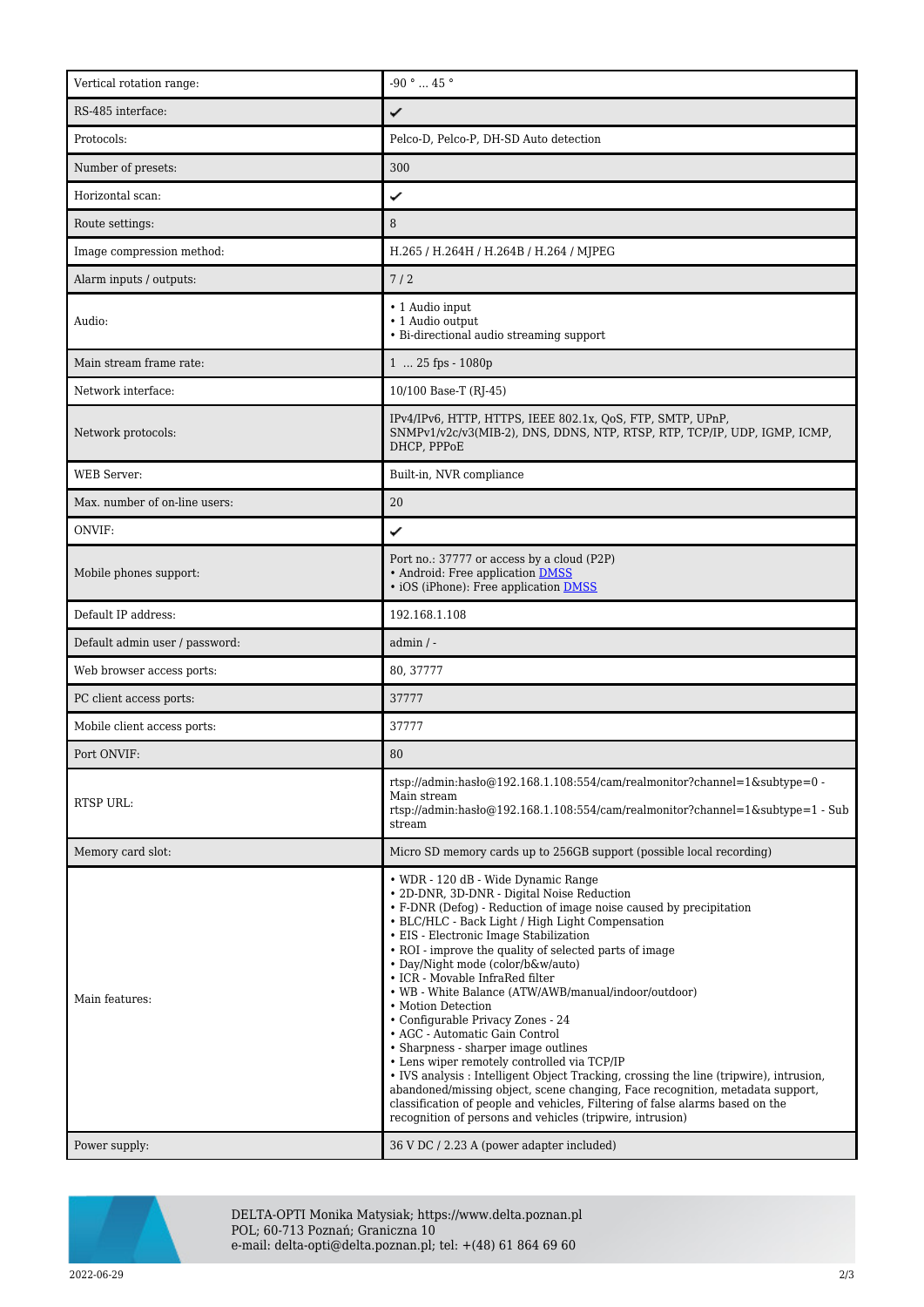| | |
|---|---|
| Vertical rotation range: | -90 ° ... 45 ° |
| RS-485 interface: | ✔ |
| Protocols: | Pelco-D, Pelco-P, DH-SD Auto detection |
| Number of presets: | 300 |
| Horizontal scan: | ✔ |
| Route settings: | 8 |
| Image compression method: | H.265 / H.264H / H.264B / H.264 / MJPEG |
| Alarm inputs / outputs: | 7 / 2 |
| Audio: | • 1 Audio input<br>• 1 Audio output<br>• Bi-directional audio streaming support |
| Main stream frame rate: | 1 ... 25 fps - 1080p |
| Network interface: | 10/100 Base-T (RJ-45) |
| Network protocols: | IPv4/IPv6, HTTP, HTTPS, IEEE 802.1x, QoS, FTP, SMTP, UPnP, SNMPv1/v2c/v3(MIB-2), DNS, DDNS, NTP, RTSP, RTP, TCP/IP, UDP, IGMP, ICMP, DHCP, PPPoE |
| WEB Server: | Built-in, NVR compliance |
| Max. number of on-line users: | 20 |
| ONVIF: | ✔ |
| Mobile phones support: | Port no.: 37777 or access by a cloud (P2P)<br>• Android: Free application DMSS<br>• iOS (iPhone): Free application DMSS |
| Default IP address: | 192.168.1.108 |
| Default admin user / password: | admin / - |
| Web browser access ports: | 80, 37777 |
| PC client access ports: | 37777 |
| Mobile client access ports: | 37777 |
| Port ONVIF: | 80 |
| RTSP URL: | rtsp://admin:hasło@192.168.1.108:554/cam/realmonitor?channel=1&subtype=0 - Main stream<br>rtsp://admin:hasło@192.168.1.108:554/cam/realmonitor?channel=1&subtype=1 - Sub stream |
| Memory card slot: | Micro SD memory cards up to 256GB support (possible local recording) |
| Main features: | • WDR - 120 dB - Wide Dynamic Range<br>• 2D-DNR, 3D-DNR - Digital Noise Reduction<br>• F-DNR (Defog) - Reduction of image noise caused by precipitation<br>• BLC/HLC - Back Light / High Light Compensation<br>• EIS - Electronic Image Stabilization<br>• ROI - improve the quality of selected parts of image<br>• Day/Night mode (color/b&w/auto)<br>• ICR - Movable InfraRed filter<br>• WB - White Balance (ATW/AWB/manual/indoor/outdoor)<br>• Motion Detection<br>• Configurable Privacy Zones - 24<br>• AGC - Automatic Gain Control<br>• Sharpness - sharper image outlines<br>• Lens wiper remotely controlled via TCP/IP<br>• IVS analysis : Intelligent Object Tracking, crossing the line (tripwire), intrusion, abandoned/missing object, scene changing, Face recognition, metadata support, classification of people and vehicles, Filtering of false alarms based on the recognition of persons and vehicles (tripwire, intrusion) |
| Power supply: | 36 V DC / 2.23 A (power adapter included) |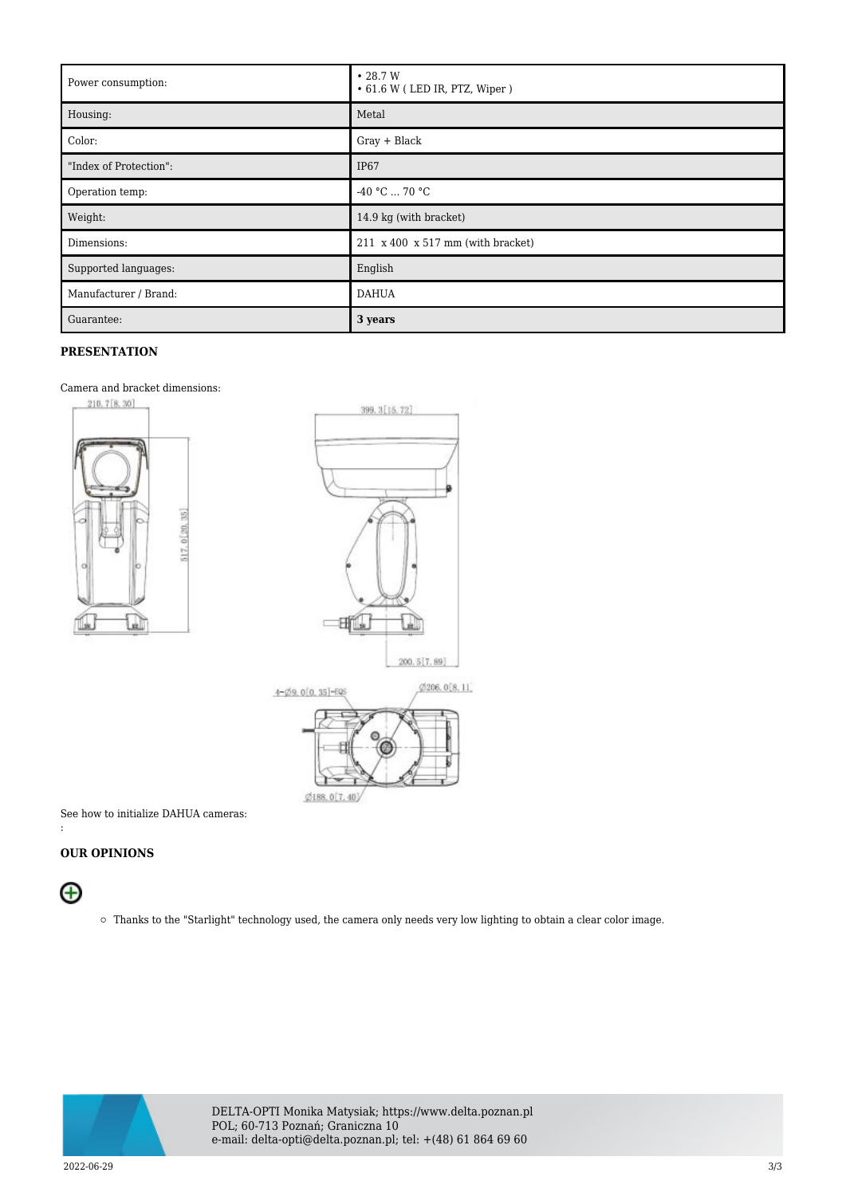| | |
|---|---|
| Power consumption: | • 28.7 W<br>• 61.6 W ( LED IR, PTZ, Wiper ) |
| Housing: | Metal |
| Color: | Gray + Black |
| "Index of Protection": | IP67 |
| Operation temp: | -40 °C ... 70 °C |
| Weight: | 14.9 kg (with bracket) |
| Dimensions: | 211 x 400 x 517 mm (with bracket) |
| Supported languages: | English |
| Manufacturer / Brand: | DAHUA |
| Guarantee: | **3 years** |

### PRESENTATION

Camera and bracket dimensions:

210.7[8.30]

517.0[20.35]

399.3[15.72]

200.5[7.89]

4-Ø9.0[0.35]-EQS

Ø206.0[8.11]

Ø188.0[7.40]

See how to initialize DAHUA cameras:

:

### OUR OPINIONS

- Thanks to the "Starlight" technology used, the camera only needs very low lighting to obtain a clear color image.

DELTA-OPTI Monika Matysiak; https://www.delta.poznan.pl
POL; 60-713 Poznań; Graniczna 10
e-mail: delta-opti@delta.poznan.pl; tel: +(48) 61 864 69 60

2022-06-29